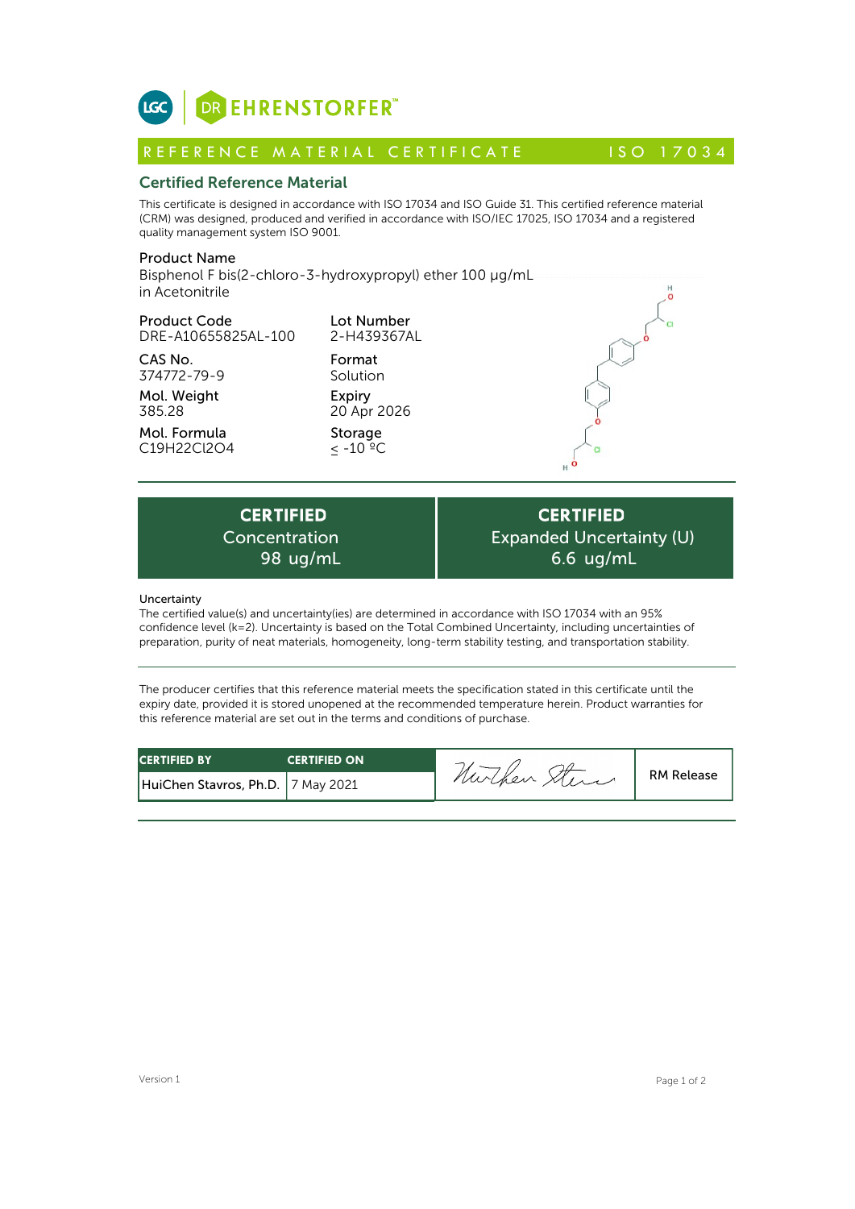LGC | DR EHRENSTORFER™

## REFERENCE MATERIAL CERTIFICATE — ISO 17034

## Certified Reference Material

This certificate is designed in accordance with ISO 17034 and ISO Guide 31. This certified reference material (CRM) was designed, produced and verified in accordance with ISO/IEC 17025, ISO 17034 and a registered quality management system ISO 9001.

**Product Name**
Bisphenol F bis(2-chloro-3-hydroxypropyl) ether 100 µg/mL in Acetonitrile

| | |
|---|---|
| **Product Code**<br>DRE-A10655825AL-100 | **Lot Number**<br>2-H439367AL |
| **CAS No.**<br>374772-79-9 | **Format**<br>Solution |
| **Mol. Weight**<br>385.28 | **Expiry**<br>20 Apr 2026 |
| **Mol. Formula**<br>$C_{19}H_{22}Cl_2O_4$ | **Storage**<br>≤ -10 ºC |

| CERTIFIED Concentration | CERTIFIED Expanded Uncertainty (U) |
|---|---|
| 98 ug/mL | 6.6 ug/mL |

**Uncertainty**
The certified value(s) and uncertainty(ies) are determined in accordance with ISO 17034 with an 95% confidence level (k=2). Uncertainty is based on the Total Combined Uncertainty, including uncertainties of preparation, purity of neat materials, homogeneity, long-term stability testing, and transportation stability.

The producer certifies that this reference material meets the specification stated in this certificate until the expiry date, provided it is stored unopened at the recommended temperature herein. Product warranties for this reference material are set out in the terms and conditions of purchase.

| CERTIFIED BY | CERTIFIED ON | | |
|---|---|---|---|
| HuiChen Stavros, Ph.D. | 7 May 2021 | HuiChen Stavros | RM Release |

Version 1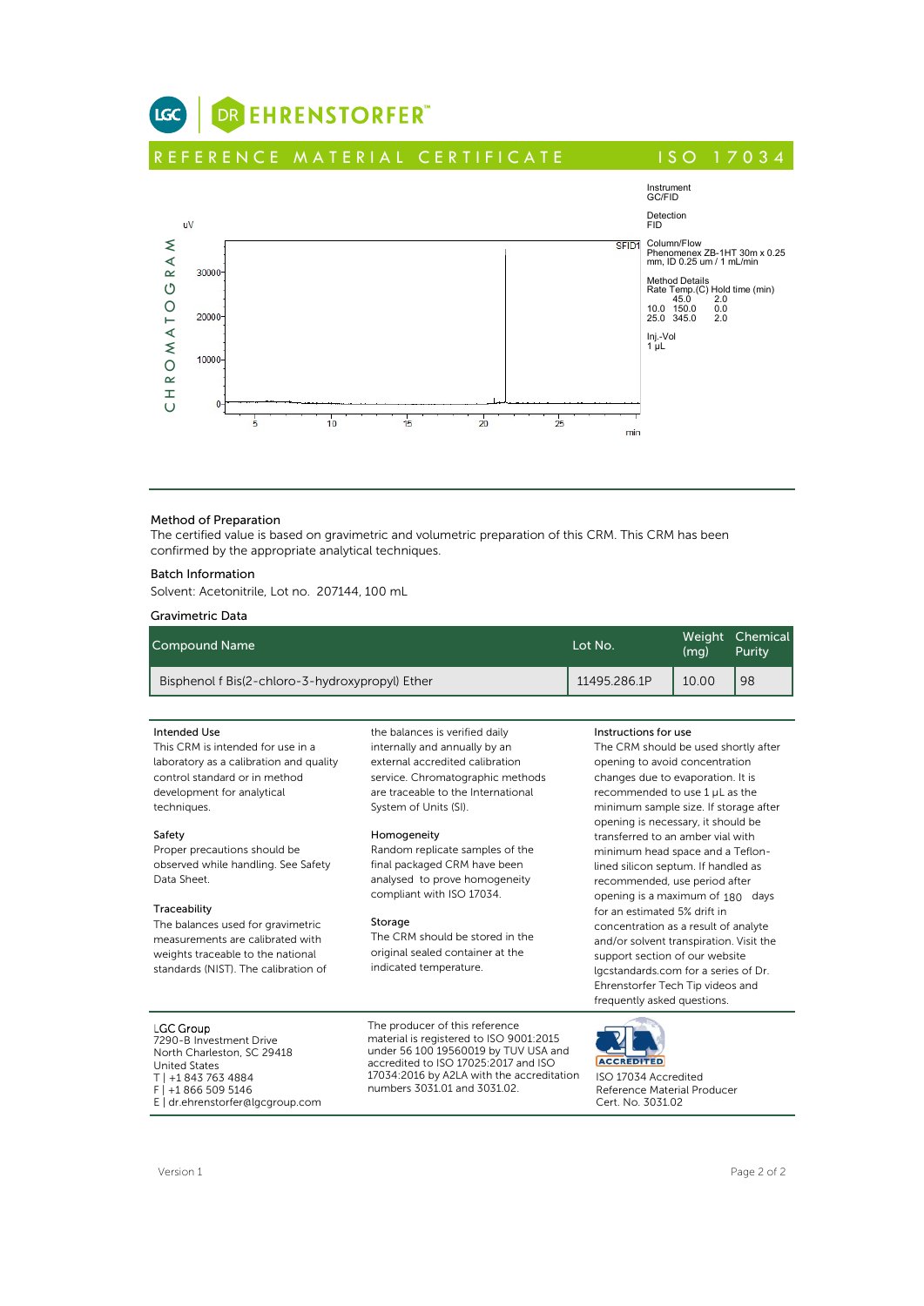# REFERENCE MATERIAL CERTIFICATE ISO 17034

CHROMATOGRAM

uV

30000
20000
10000
0

5 10 15 20 25

min

SFID1

Instrument
GC/FID

Detection
FID

Column/Flow
Phenomenex ZB-1HT 30m x 0.25 mm, ID 0.25 um / 1 mL/min

Method Details
Rate Temp.(C) Hold time (min)
45.0 2.0
10.0 150.0 0.0
25.0 345.0 2.0

Inj.-Vol
1 µL

## Method of Preparation

The certified value is based on gravimetric and volumetric preparation of this CRM. This CRM has been confirmed by the appropriate analytical techniques.

## Batch Information

Solvent: Acetonitrile, Lot no. 207144, 100 mL

## Gravimetric Data

| Compound Name | Lot No. | Weight (mg) | Chemical Purity |
|---|---|---|---|
| Bisphenol f Bis(2-chloro-3-hydroxypropyl) Ether | 11495.286.1P | 10.00 | 98 |

### Intended Use

This CRM is intended for use in a laboratory as a calibration and quality control standard or in method development for analytical techniques.

### Safety

Proper precautions should be observed while handling. See Safety Data Sheet.

### Traceability

The balances used for gravimetric measurements are calibrated with weights traceable to the national standards (NIST). The calibration of the balances is verified daily internally and annually by an external accredited calibration service. Chromatographic methods are traceable to the International System of Units (SI).

### Homogeneity

Random replicate samples of the final packaged CRM have been analysed to prove homogeneity compliant with ISO 17034.

### Storage

The CRM should be stored in the original sealed container at the indicated temperature.

### Instructions for use

The CRM should be used shortly after opening to avoid concentration changes due to evaporation. It is recommended to use 1 µL as the minimum sample size. If storage after opening is necessary, it should be transferred to an amber vial with minimum head space and a Teflon-lined silicon septum. If handled as recommended, use period after opening is a maximum of 180 days for an estimated 5% drift in concentration as a result of analyte and/or solvent transpiration. Visit the support section of our website lgcstandards.com for a series of Dr. Ehrenstorfer Tech Tip videos and frequently asked questions.

LGC Group
7290-B Investment Drive
North Charleston, SC 29418
United States
T | +1 843 763 4884
F | +1 866 509 5146
E | dr.ehrenstorfer@lgcgroup.com

The producer of this reference material is registered to ISO 9001:2015 under 56 100 19560019 by TUV USA and accredited to ISO 17025:2017 and ISO 17034:2016 by A2LA with the accreditation numbers 3031.01 and 3031.02.

ACCREDITED

ISO 17034 Accredited Reference Material Producer
Cert. No. 3031.02

Version 1